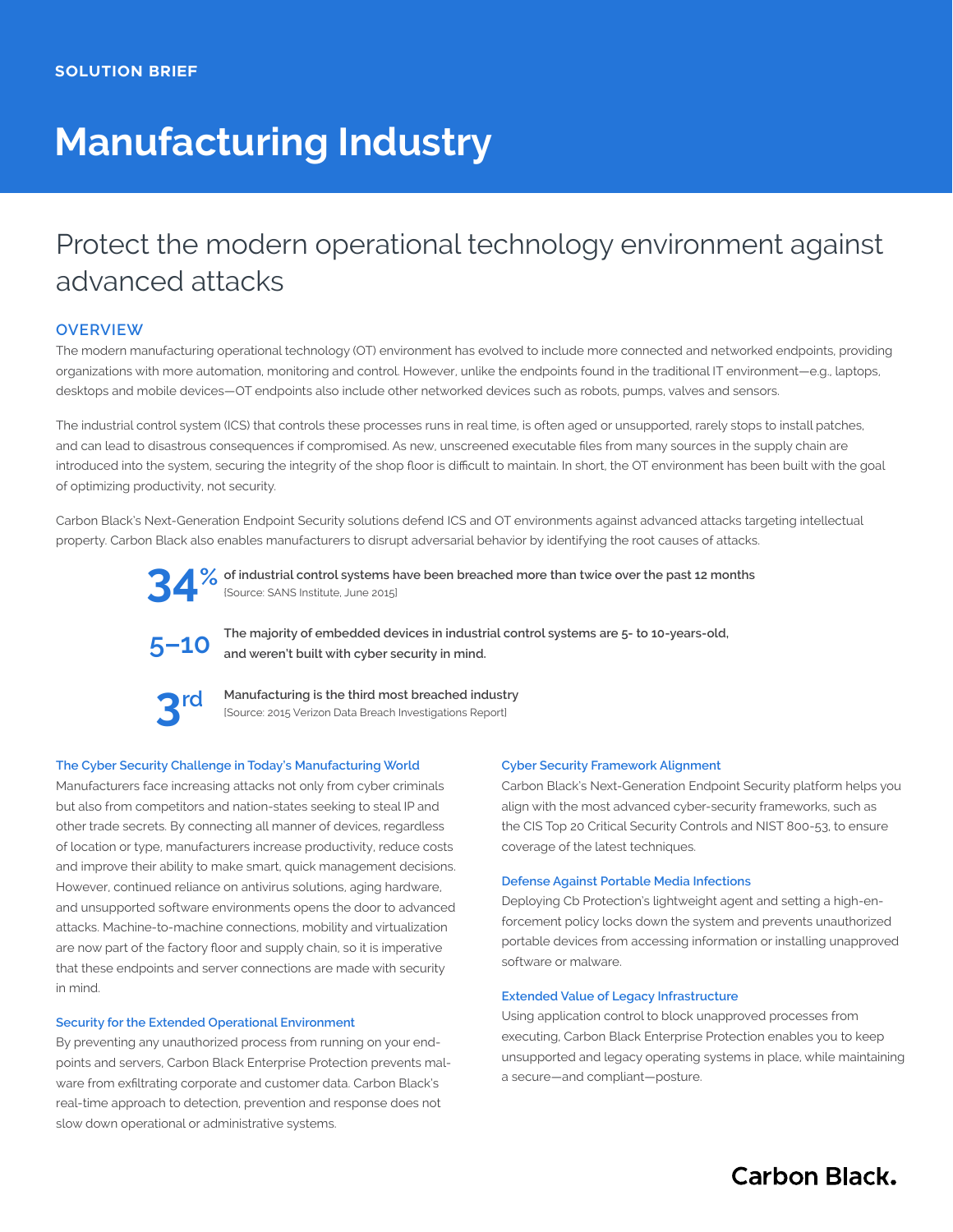SOLUTION BRIEF

# Manufacturing Industry

## Protect the modern operational technology environment against advanced attacks

### OVERVIEW

The modern manufacturing operational technology (OT) environment has evolved to include more connected and networked endpoints, providing organizations with more automation, monitoring and control. However, unlike the endpoints found in the traditional IT environment—e.g., laptops, desktops and mobile devices—OT endpoints also include other networked devices such as robots, pumps, valves and sensors.

The industrial control system (ICS) that controls these processes runs in real time, is often aged or unsupported, rarely stops to install patches, and can lead to disastrous consequences if compromised. As new, unscreened executable files from many sources in the supply chain are introduced into the system, securing the integrity of the shop floor is difficult to maintain. In short, the OT environment has been built with the goal of optimizing productivity, not security.

Carbon Black's Next-Generation Endpoint Security solutions defend ICS and OT environments against advanced attacks targeting intellectual property. Carbon Black also enables manufacturers to disrupt adversarial behavior by identifying the root causes of attacks.

**34%** **of industrial control systems have been breached more than twice over the past 12 months**
[Source: SANS Institute, June 2015]

**5–10** **The majority of embedded devices in industrial control systems are 5- to 10-years-old, and weren't built with cyber security in mind.**

**3rd** **Manufacturing is the third most breached industry**
[Source: 2015 Verizon Data Breach Investigations Report]

#### The Cyber Security Challenge in Today's Manufacturing World

Manufacturers face increasing attacks not only from cyber criminals but also from competitors and nation-states seeking to steal IP and other trade secrets. By connecting all manner of devices, regardless of location or type, manufacturers increase productivity, reduce costs and improve their ability to make smart, quick management decisions. However, continued reliance on antivirus solutions, aging hardware, and unsupported software environments opens the door to advanced attacks. Machine-to-machine connections, mobility and virtualization are now part of the factory floor and supply chain, so it is imperative that these endpoints and server connections are made with security in mind.

#### Security for the Extended Operational Environment

By preventing any unauthorized process from running on your endpoints and servers, Carbon Black Enterprise Protection prevents malware from exfiltrating corporate and customer data. Carbon Black's real-time approach to detection, prevention and response does not slow down operational or administrative systems.

#### Cyber Security Framework Alignment

Carbon Black's Next-Generation Endpoint Security platform helps you align with the most advanced cyber-security frameworks, such as the CIS Top 20 Critical Security Controls and NIST 800-53, to ensure coverage of the latest techniques.

#### Defense Against Portable Media Infections

Deploying Cb Protection's lightweight agent and setting a high-enforcement policy locks down the system and prevents unauthorized portable devices from accessing information or installing unapproved software or malware.

#### Extended Value of Legacy Infrastructure

Using application control to block unapproved processes from executing, Carbon Black Enterprise Protection enables you to keep unsupported and legacy operating systems in place, while maintaining a secure—and compliant—posture.

Carbon Black.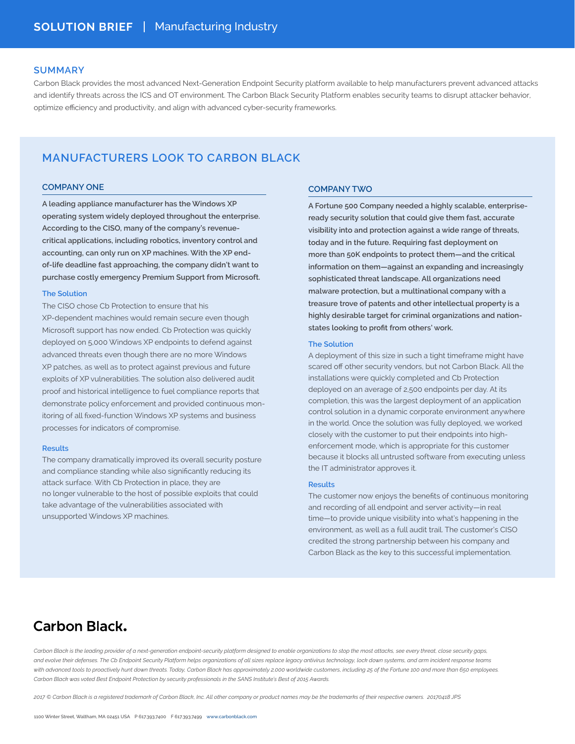SOLUTION BRIEF | Manufacturing Industry

## SUMMARY

Carbon Black provides the most advanced Next-Generation Endpoint Security platform available to help manufacturers prevent advanced attacks and identify threats across the ICS and OT environment. The Carbon Black Security Platform enables security teams to disrupt attacker behavior, optimize efficiency and productivity, and align with advanced cyber-security frameworks.

## MANUFACTURERS LOOK TO CARBON BLACK

### COMPANY ONE

**A leading appliance manufacturer has the Windows XP operating system widely deployed throughout the enterprise. According to the CISO, many of the company's revenue-critical applications, including robotics, inventory control and accounting, can only run on XP machines. With the XP end-of-life deadline fast approaching, the company didn't want to purchase costly emergency Premium Support from Microsoft.**

#### The Solution

The CISO chose Cb Protection to ensure that his XP-dependent machines would remain secure even though Microsoft support has now ended. Cb Protection was quickly deployed on 5,000 Windows XP endpoints to defend against advanced threats even though there are no more Windows XP patches, as well as to protect against previous and future exploits of XP vulnerabilities. The solution also delivered audit proof and historical intelligence to fuel compliance reports that demonstrate policy enforcement and provided continuous monitoring of all fixed-function Windows XP systems and business processes for indicators of compromise.

#### Results

The company dramatically improved its overall security posture and compliance standing while also significantly reducing its attack surface. With Cb Protection in place, they are no longer vulnerable to the host of possible exploits that could take advantage of the vulnerabilities associated with unsupported Windows XP machines.

### COMPANY TWO

**A Fortune 500 Company needed a highly scalable, enterprise-ready security solution that could give them fast, accurate visibility into and protection against a wide range of threats, today and in the future. Requiring fast deployment on more than 50K endpoints to protect them—and the critical information on them—against an expanding and increasingly sophisticated threat landscape. All organizations need malware protection, but a multinational company with a treasure trove of patents and other intellectual property is a highly desirable target for criminal organizations and nation-states looking to profit from others' work.**

#### The Solution

A deployment of this size in such a tight timeframe might have scared off other security vendors, but not Carbon Black. All the installations were quickly completed and Cb Protection deployed on an average of 2,500 endpoints per day. At its completion, this was the largest deployment of an application control solution in a dynamic corporate environment anywhere in the world. Once the solution was fully deployed, we worked closely with the customer to put their endpoints into high-enforcement mode, which is appropriate for this customer because it blocks all untrusted software from executing unless the IT administrator approves it.

#### Results

The customer now enjoys the benefits of continuous monitoring and recording of all endpoint and server activity—in real time—to provide unique visibility into what's happening in the environment, as well as a full audit trail. The customer's CISO credited the strong partnership between his company and Carbon Black as the key to this successful implementation.

**Carbon Black.**

*Carbon Black is the leading provider of a next-generation endpoint-security platform designed to enable organizations to stop the most attacks, see every threat, close security gaps, and evolve their defenses. The Cb Endpoint Security Platform helps organizations of all sizes replace legacy antivirus technology, lock down systems, and arm incident response teams with advanced tools to proactively hunt down threats. Today, Carbon Black has approximately 2,000 worldwide customers, including 25 of the Fortune 100 and more than 650 employees. Carbon Black was voted Best Endpoint Protection by security professionals in the SANS Institute's Best of 2015 Awards.*

*2017 © Carbon Black is a registered trademark of Carbon Black, Inc. All other company or product names may be the trademarks of their respective owners. 20170418 JPS*

1100 Winter Street, Waltham, MA 02451 USA P 617.393.7400 F 617.393.7499 www.carbonblack.com